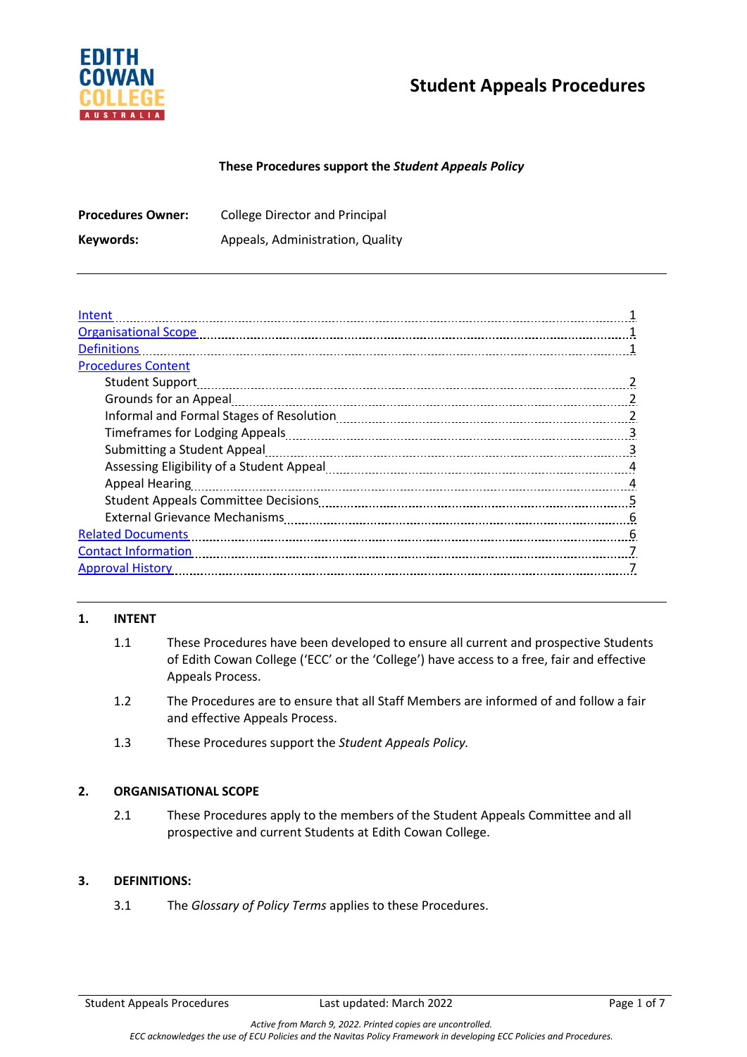# Student Appeals Procedures

**These Procedures support the *Student Appeals Policy***

| | |
|---|---|
| **Procedures Owner:** | College Director and Principal |
| **Keywords:** | Appeals, Administration, Quality |

- Intent ........ 1
- Organisational Scope ........ 1
- Definitions ........ 1
- Procedures Content
  - Student Support ........ 2
  - Grounds for an Appeal ........ 2
  - Informal and Formal Stages of Resolution ........ 2
  - Timeframes for Lodging Appeals ........ 3
  - Submitting a Student Appeal ........ 3
  - Assessing Eligibility of a Student Appeal ........ 4
  - Appeal Hearing ........ 4
  - Student Appeals Committee Decisions ........ 5
  - External Grievance Mechanisms ........ 6
- Related Documents ........ 6
- Contact Information ........ 7
- Approval History ........ 7

## 1. INTENT

1.1 These Procedures have been developed to ensure all current and prospective Students of Edith Cowan College ('ECC' or the 'College') have access to a free, fair and effective Appeals Process.

1.2 The Procedures are to ensure that all Staff Members are informed of and follow a fair and effective Appeals Process.

1.3 These Procedures support the *Student Appeals Policy.*

## 2. ORGANISATIONAL SCOPE

2.1 These Procedures apply to the members of the Student Appeals Committee and all prospective and current Students at Edith Cowan College.

## 3. DEFINITIONS:

3.1 The *Glossary of Policy Terms* applies to these Procedures.

*Active from March 9, 2022. Printed copies are uncontrolled.*
*ECC acknowledges the use of ECU Policies and the Navitas Policy Framework in developing ECC Policies and Procedures.*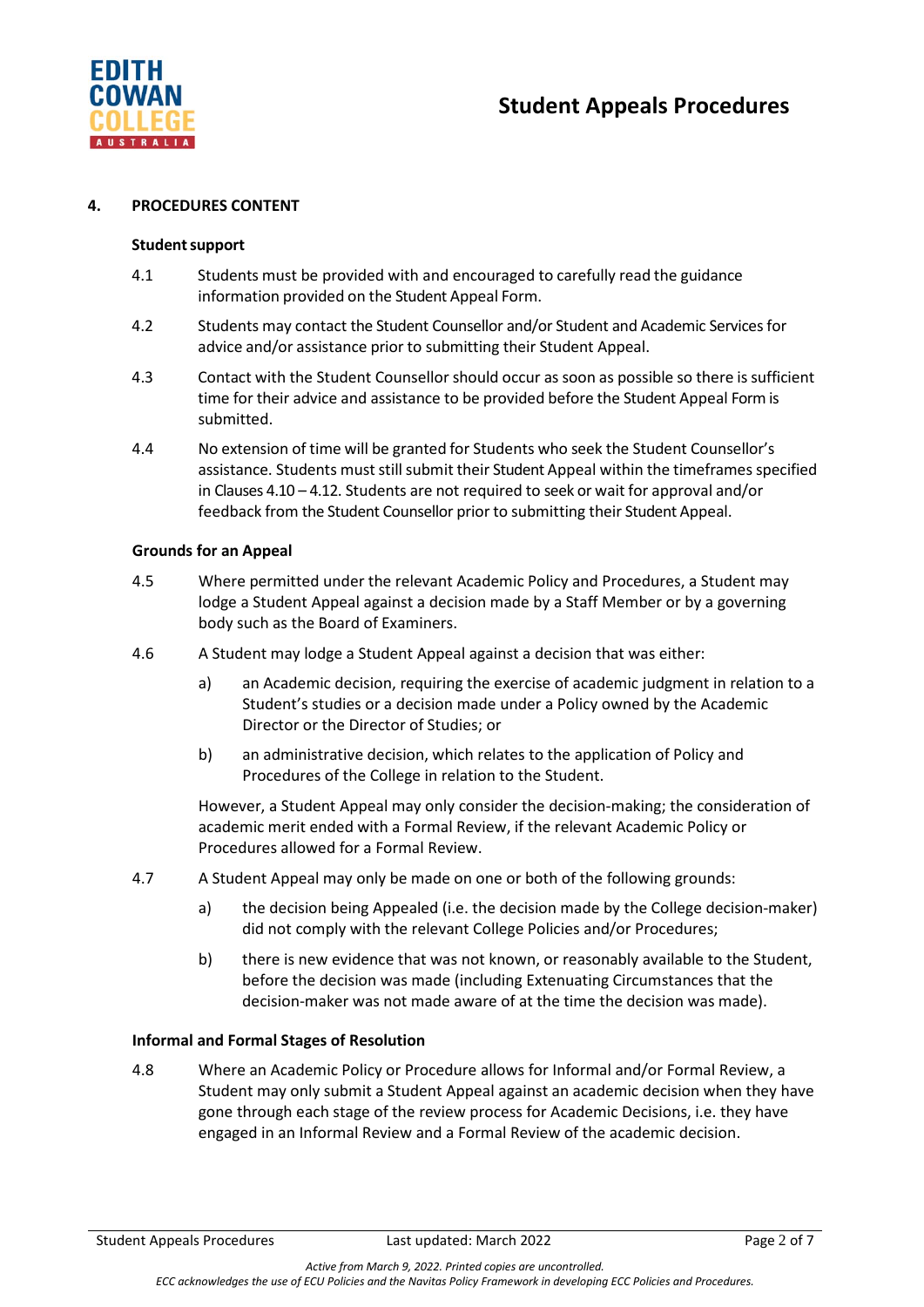## 4. PROCEDURES CONTENT

### Student support

4.1 Students must be provided with and encouraged to carefully read the guidance information provided on the Student Appeal Form.

4.2 Students may contact the Student Counsellor and/or Student and Academic Services for advice and/or assistance prior to submitting their Student Appeal.

4.3 Contact with the Student Counsellor should occur as soon as possible so there is sufficient time for their advice and assistance to be provided before the Student Appeal Form is submitted.

4.4 No extension of time will be granted for Students who seek the Student Counsellor's assistance. Students must still submit their Student Appeal within the timeframes specified in Clauses 4.10 – 4.12. Students are not required to seek or wait for approval and/or feedback from the Student Counsellor prior to submitting their Student Appeal.

### Grounds for an Appeal

4.5 Where permitted under the relevant Academic Policy and Procedures, a Student may lodge a Student Appeal against a decision made by a Staff Member or by a governing body such as the Board of Examiners.

4.6 A Student may lodge a Student Appeal against a decision that was either:

a) an Academic decision, requiring the exercise of academic judgment in relation to a Student's studies or a decision made under a Policy owned by the Academic Director or the Director of Studies; or

b) an administrative decision, which relates to the application of Policy and Procedures of the College in relation to the Student.

However, a Student Appeal may only consider the decision-making; the consideration of academic merit ended with a Formal Review, if the relevant Academic Policy or Procedures allowed for a Formal Review.

4.7 A Student Appeal may only be made on one or both of the following grounds:

a) the decision being Appealed (i.e. the decision made by the College decision-maker) did not comply with the relevant College Policies and/or Procedures;

b) there is new evidence that was not known, or reasonably available to the Student, before the decision was made (including Extenuating Circumstances that the decision-maker was not made aware of at the time the decision was made).

### Informal and Formal Stages of Resolution

4.8 Where an Academic Policy or Procedure allows for Informal and/or Formal Review, a Student may only submit a Student Appeal against an academic decision when they have gone through each stage of the review process for Academic Decisions, i.e. they have engaged in an Informal Review and a Formal Review of the academic decision.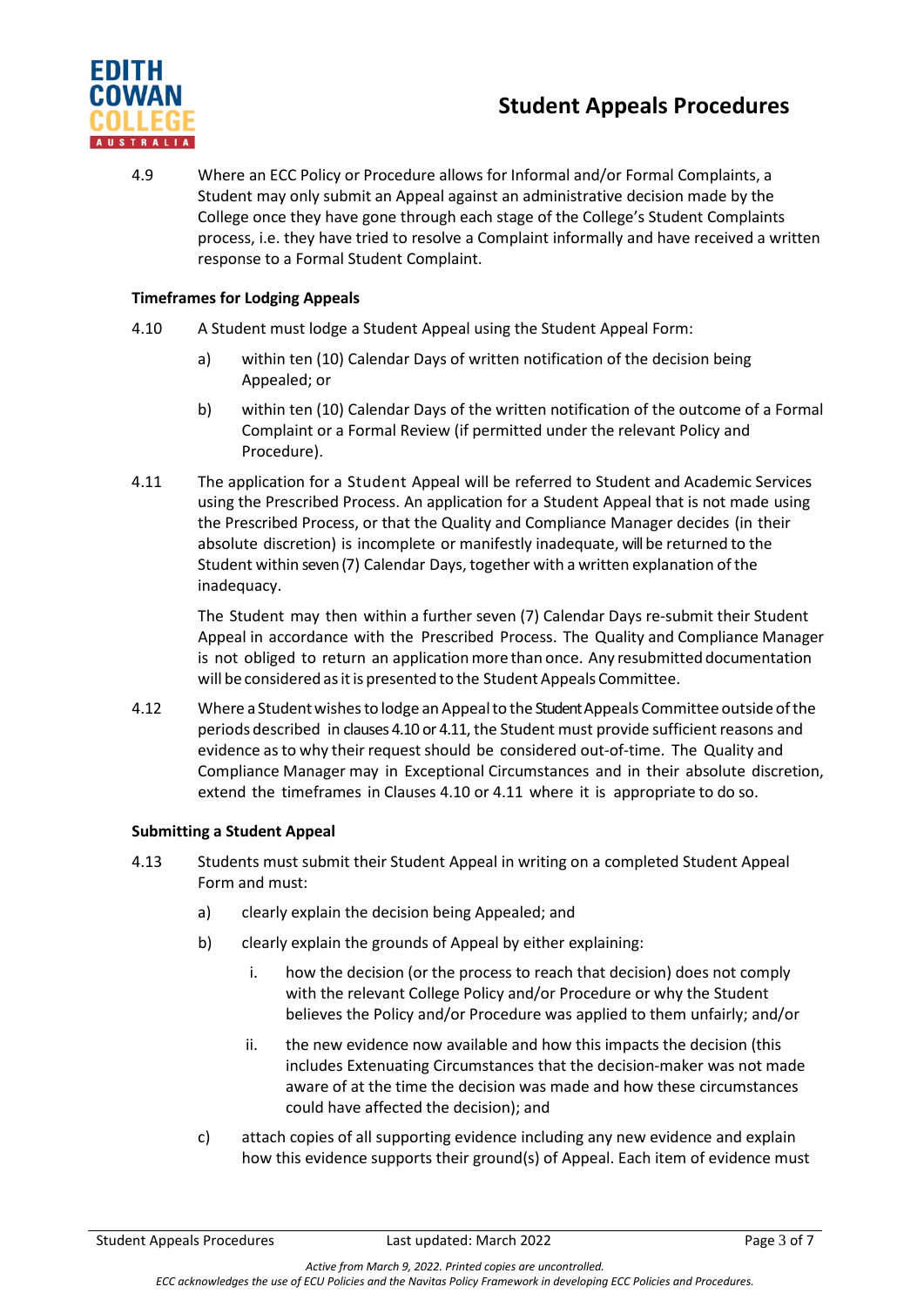4.9 Where an ECC Policy or Procedure allows for Informal and/or Formal Complaints, a Student may only submit an Appeal against an administrative decision made by the College once they have gone through each stage of the College's Student Complaints process, i.e. they have tried to resolve a Complaint informally and have received a written response to a Formal Student Complaint.

**Timeframes for Lodging Appeals**

4.10 A Student must lodge a Student Appeal using the Student Appeal Form:

a) within ten (10) Calendar Days of written notification of the decision being Appealed; or

b) within ten (10) Calendar Days of the written notification of the outcome of a Formal Complaint or a Formal Review (if permitted under the relevant Policy and Procedure).

4.11 The application for a Student Appeal will be referred to Student and Academic Services using the Prescribed Process. An application for a Student Appeal that is not made using the Prescribed Process, or that the Quality and Compliance Manager decides (in their absolute discretion) is incomplete or manifestly inadequate, will be returned to the Student within seven (7) Calendar Days, together with a written explanation of the inadequacy.

The Student may then within a further seven (7) Calendar Days re-submit their Student Appeal in accordance with the Prescribed Process. The Quality and Compliance Manager is not obliged to return an application more than once. Any resubmitted documentation will be considered as it is presented to the Student Appeals Committee.

4.12 Where a Student wishes to lodge an Appeal to the Student Appeals Committee outside of the periods described in clauses 4.10 or 4.11, the Student must provide sufficient reasons and evidence as to why their request should be considered out-of-time. The Quality and Compliance Manager may in Exceptional Circumstances and in their absolute discretion, extend the timeframes in Clauses 4.10 or 4.11 where it is appropriate to do so.

**Submitting a Student Appeal**

4.13 Students must submit their Student Appeal in writing on a completed Student Appeal Form and must:

a) clearly explain the decision being Appealed; and

b) clearly explain the grounds of Appeal by either explaining:

   i. how the decision (or the process to reach that decision) does not comply with the relevant College Policy and/or Procedure or why the Student believes the Policy and/or Procedure was applied to them unfairly; and/or

   ii. the new evidence now available and how this impacts the decision (this includes Extenuating Circumstances that the decision-maker was not made aware of at the time the decision was made and how these circumstances could have affected the decision); and

c) attach copies of all supporting evidence including any new evidence and explain how this evidence supports their ground(s) of Appeal. Each item of evidence must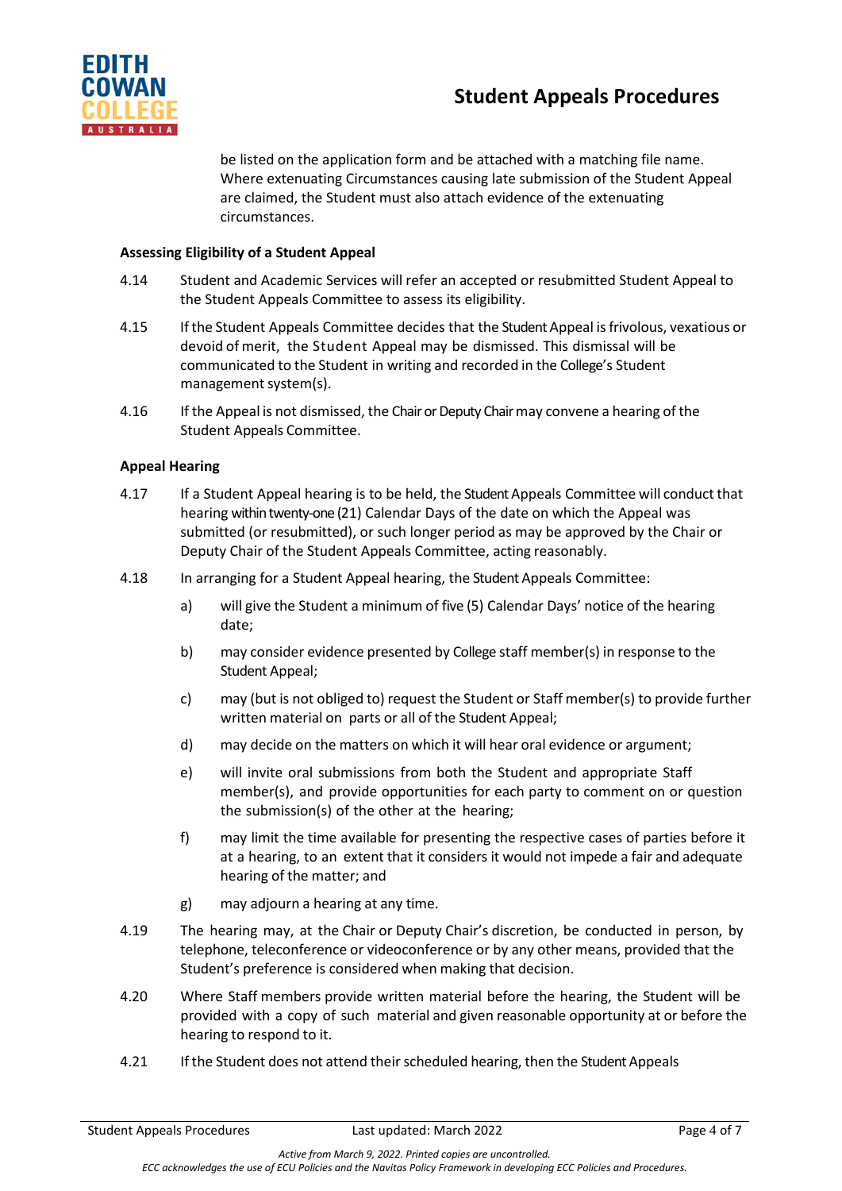be listed on the application form and be attached with a matching file name. Where extenuating Circumstances causing late submission of the Student Appeal are claimed, the Student must also attach evidence of the extenuating circumstances.

**Assessing Eligibility of a Student Appeal**

4.14 Student and Academic Services will refer an accepted or resubmitted Student Appeal to the Student Appeals Committee to assess its eligibility.

4.15 If the Student Appeals Committee decides that the Student Appeal is frivolous, vexatious or devoid of merit, the Student Appeal may be dismissed. This dismissal will be communicated to the Student in writing and recorded in the College's Student management system(s).

4.16 If the Appeal is not dismissed, the Chair or Deputy Chair may convene a hearing of the Student Appeals Committee.

**Appeal Hearing**

4.17 If a Student Appeal hearing is to be held, the Student Appeals Committee will conduct that hearing within twenty-one (21) Calendar Days of the date on which the Appeal was submitted (or resubmitted), or such longer period as may be approved by the Chair or Deputy Chair of the Student Appeals Committee, acting reasonably.

4.18 In arranging for a Student Appeal hearing, the Student Appeals Committee:

a) will give the Student a minimum of five (5) Calendar Days' notice of the hearing date;

b) may consider evidence presented by College staff member(s) in response to the Student Appeal;

c) may (but is not obliged to) request the Student or Staff member(s) to provide further written material on parts or all of the Student Appeal;

d) may decide on the matters on which it will hear oral evidence or argument;

e) will invite oral submissions from both the Student and appropriate Staff member(s), and provide opportunities for each party to comment on or question the submission(s) of the other at the hearing;

f) may limit the time available for presenting the respective cases of parties before it at a hearing, to an extent that it considers it would not impede a fair and adequate hearing of the matter; and

g) may adjourn a hearing at any time.

4.19 The hearing may, at the Chair or Deputy Chair's discretion, be conducted in person, by telephone, teleconference or videoconference or by any other means, provided that the Student's preference is considered when making that decision.

4.20 Where Staff members provide written material before the hearing, the Student will be provided with a copy of such material and given reasonable opportunity at or before the hearing to respond to it.

4.21 If the Student does not attend their scheduled hearing, then the Student Appeals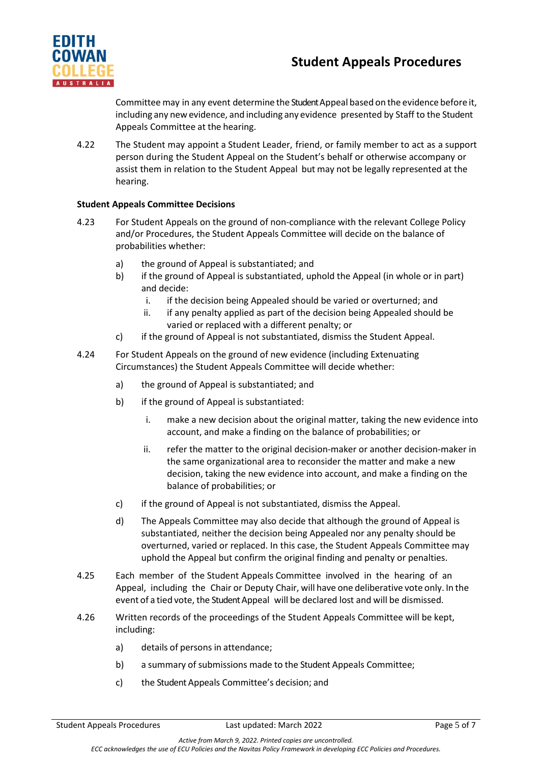Committee may in any event determine the Student Appeal based on the evidence before it, including any new evidence, and including any evidence presented by Staff to the Student Appeals Committee at the hearing.

4.22 The Student may appoint a Student Leader, friend, or family member to act as a support person during the Student Appeal on the Student's behalf or otherwise accompany or assist them in relation to the Student Appeal but may not be legally represented at the hearing.

**Student Appeals Committee Decisions**

4.23 For Student Appeals on the ground of non-compliance with the relevant College Policy and/or Procedures, the Student Appeals Committee will decide on the balance of probabilities whether:

a) the ground of Appeal is substantiated; and
b) if the ground of Appeal is substantiated, uphold the Appeal (in whole or in part) and decide:
   i. if the decision being Appealed should be varied or overturned; and
   ii. if any penalty applied as part of the decision being Appealed should be varied or replaced with a different penalty; or
c) if the ground of Appeal is not substantiated, dismiss the Student Appeal.

4.24 For Student Appeals on the ground of new evidence (including Extenuating Circumstances) the Student Appeals Committee will decide whether:

a) the ground of Appeal is substantiated; and

b) if the ground of Appeal is substantiated:

   i. make a new decision about the original matter, taking the new evidence into account, and make a finding on the balance of probabilities; or

   ii. refer the matter to the original decision-maker or another decision-maker in the same organizational area to reconsider the matter and make a new decision, taking the new evidence into account, and make a finding on the balance of probabilities; or

c) if the ground of Appeal is not substantiated, dismiss the Appeal.

d) The Appeals Committee may also decide that although the ground of Appeal is substantiated, neither the decision being Appealed nor any penalty should be overturned, varied or replaced. In this case, the Student Appeals Committee may uphold the Appeal but confirm the original finding and penalty or penalties.

4.25 Each member of the Student Appeals Committee involved in the hearing of an Appeal, including the Chair or Deputy Chair, will have one deliberative vote only. In the event of a tied vote, the Student Appeal will be declared lost and will be dismissed.

4.26 Written records of the proceedings of the Student Appeals Committee will be kept, including:

a) details of persons in attendance;

b) a summary of submissions made to the Student Appeals Committee;

c) the Student Appeals Committee's decision; and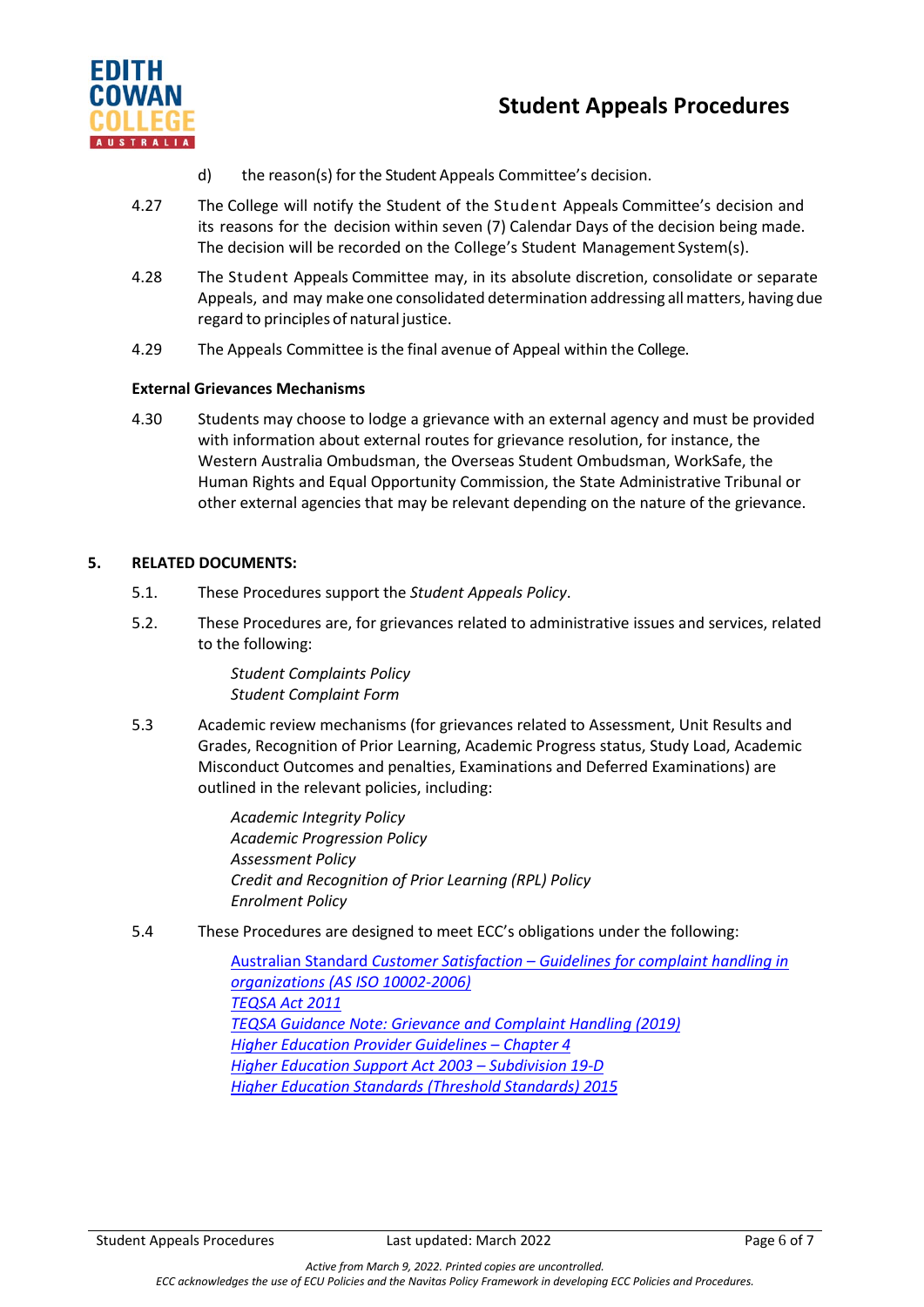d) the reason(s) for the Student Appeals Committee's decision.

4.27 The College will notify the Student of the Student Appeals Committee's decision and its reasons for the decision within seven (7) Calendar Days of the decision being made. The decision will be recorded on the College's Student Management System(s).

4.28 The Student Appeals Committee may, in its absolute discretion, consolidate or separate Appeals, and may make one consolidated determination addressing all matters, having due regard to principles of natural justice.

4.29 The Appeals Committee is the final avenue of Appeal within the College.

**External Grievances Mechanisms**

4.30 Students may choose to lodge a grievance with an external agency and must be provided with information about external routes for grievance resolution, for instance, the Western Australia Ombudsman, the Overseas Student Ombudsman, WorkSafe, the Human Rights and Equal Opportunity Commission, the State Administrative Tribunal or other external agencies that may be relevant depending on the nature of the grievance.

## 5. RELATED DOCUMENTS:

5.1. These Procedures support the *Student Appeals Policy*.

5.2. These Procedures are, for grievances related to administrative issues and services, related to the following:

*Student Complaints Policy*
*Student Complaint Form*

5.3 Academic review mechanisms (for grievances related to Assessment, Unit Results and Grades, Recognition of Prior Learning, Academic Progress status, Study Load, Academic Misconduct Outcomes and penalties, Examinations and Deferred Examinations) are outlined in the relevant policies, including:

*Academic Integrity Policy*
*Academic Progression Policy*
*Assessment Policy*
*Credit and Recognition of Prior Learning (RPL) Policy*
*Enrolment Policy*

5.4 These Procedures are designed to meet ECC's obligations under the following:

Australian Standard *Customer Satisfaction – Guidelines for complaint handling in organizations (AS ISO 10002-2006)*
*TEQSA Act 2011*
*TEQSA Guidance Note: Grievance and Complaint Handling (2019)*
*Higher Education Provider Guidelines – Chapter 4*
*Higher Education Support Act 2003 – Subdivision 19-D*
*Higher Education Standards (Threshold Standards) 2015*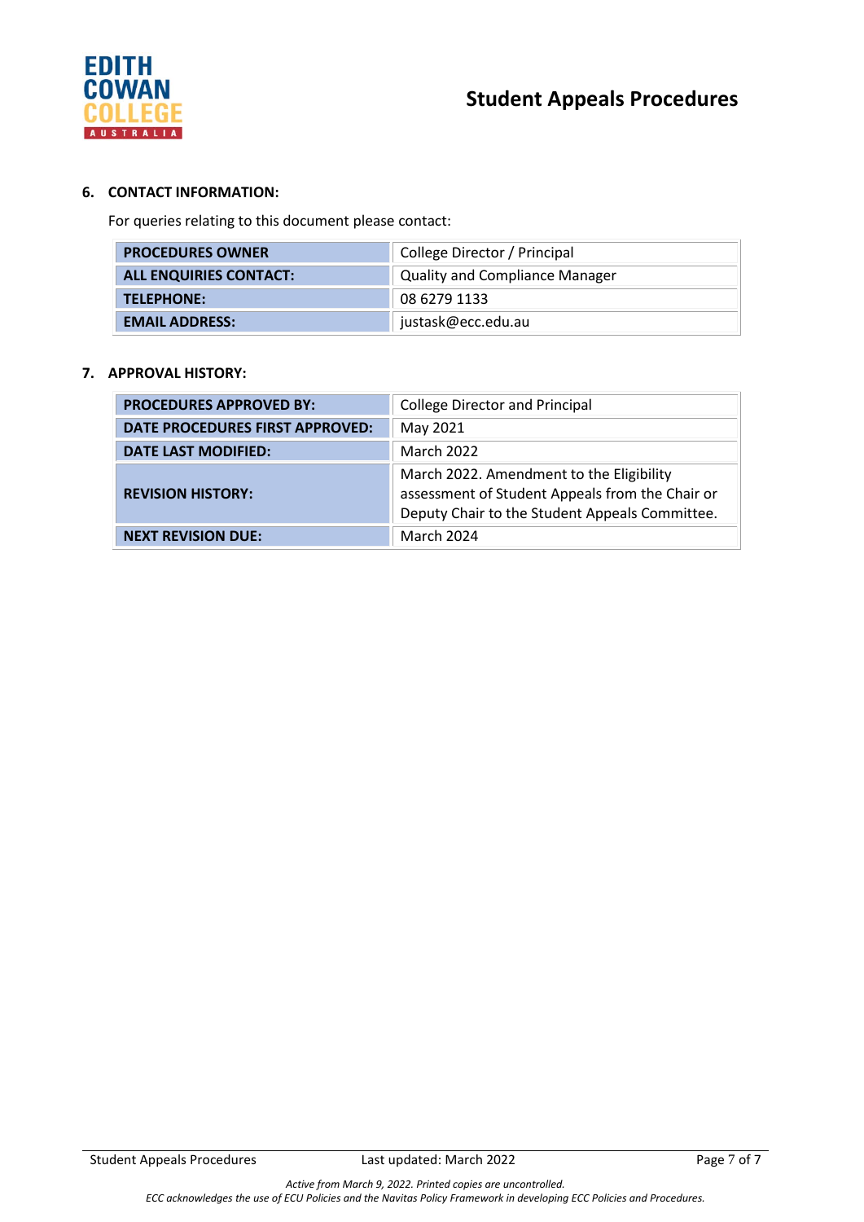## 6. CONTACT INFORMATION:

For queries relating to this document please contact:

| | |
|---|---|
| **PROCEDURES OWNER** | College Director / Principal |
| **ALL ENQUIRIES CONTACT:** | Quality and Compliance Manager |
| **TELEPHONE:** | 08 6279 1133 |
| **EMAIL ADDRESS:** | justask@ecc.edu.au |

## 7. APPROVAL HISTORY:

| | |
|---|---|
| **PROCEDURES APPROVED BY:** | College Director and Principal |
| **DATE PROCEDURES FIRST APPROVED:** | May 2021 |
| **DATE LAST MODIFIED:** | March 2022 |
| **REVISION HISTORY:** | March 2022. Amendment to the Eligibility assessment of Student Appeals from the Chair or Deputy Chair to the Student Appeals Committee. |
| **NEXT REVISION DUE:** | March 2024 |

*Active from March 9, 2022. Printed copies are uncontrolled.*
*ECC acknowledges the use of ECU Policies and the Navitas Policy Framework in developing ECC Policies and Procedures.*